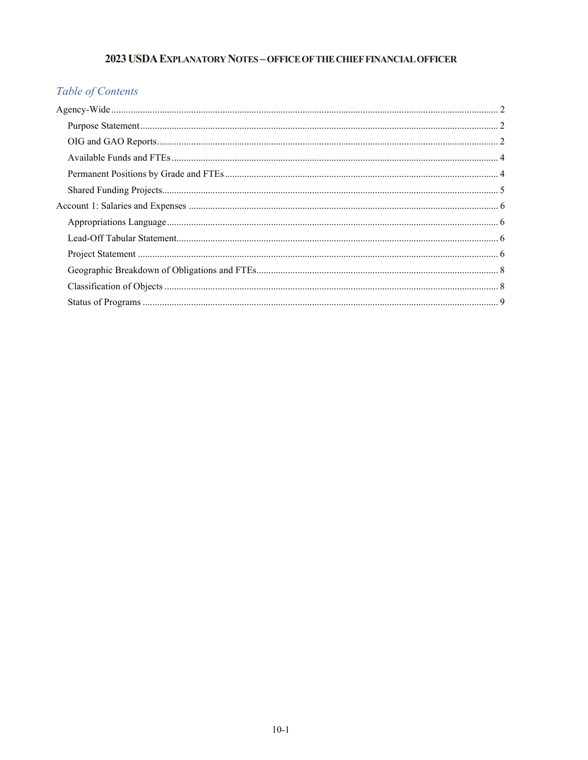# 2023 USDA EXPLANATORY NOTES – OFFICE OF THE CHIEF FINANCIAL OFFICER

## *Table of Contents*

- Agency-Wide ........ 2
  - Purpose Statement ........ 2
  - OIG and GAO Reports ........ 2
  - Available Funds and FTEs ........ 4
  - Permanent Positions by Grade and FTEs ........ 4
  - Shared Funding Projects ........ 5
- Account 1: Salaries and Expenses ........ 6
  - Appropriations Language ........ 6
  - Lead-Off Tabular Statement ........ 6
  - Project Statement ........ 6
  - Geographic Breakdown of Obligations and FTEs ........ 8
  - Classification of Objects ........ 8
  - Status of Programs ........ 9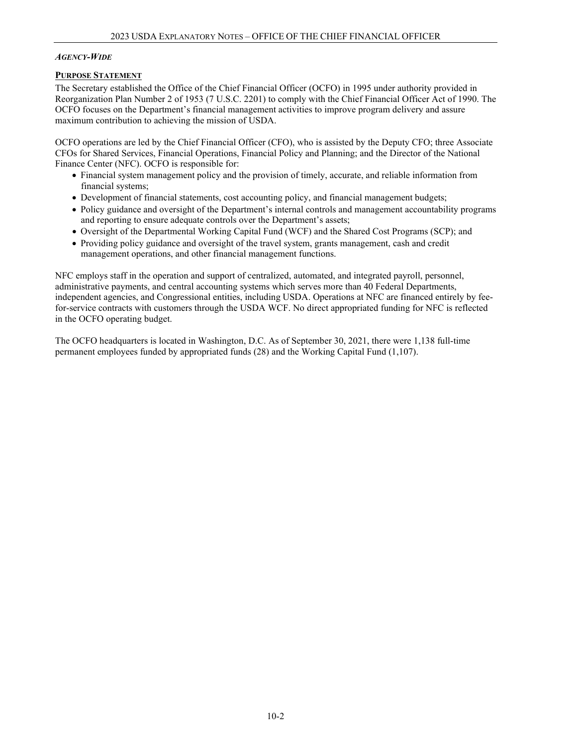***AGENCY-WIDE***

**PURPOSE STATEMENT**

The Secretary established the Office of the Chief Financial Officer (OCFO) in 1995 under authority provided in Reorganization Plan Number 2 of 1953 (7 U.S.C. 2201) to comply with the Chief Financial Officer Act of 1990. The OCFO focuses on the Department's financial management activities to improve program delivery and assure maximum contribution to achieving the mission of USDA.

OCFO operations are led by the Chief Financial Officer (CFO), who is assisted by the Deputy CFO; three Associate CFOs for Shared Services, Financial Operations, Financial Policy and Planning; and the Director of the National Finance Center (NFC). OCFO is responsible for:

- Financial system management policy and the provision of timely, accurate, and reliable information from financial systems;
- Development of financial statements, cost accounting policy, and financial management budgets;
- Policy guidance and oversight of the Department's internal controls and management accountability programs and reporting to ensure adequate controls over the Department's assets;
- Oversight of the Departmental Working Capital Fund (WCF) and the Shared Cost Programs (SCP); and
- Providing policy guidance and oversight of the travel system, grants management, cash and credit management operations, and other financial management functions.

NFC employs staff in the operation and support of centralized, automated, and integrated payroll, personnel, administrative payments, and central accounting systems which serves more than 40 Federal Departments, independent agencies, and Congressional entities, including USDA. Operations at NFC are financed entirely by fee-for-service contracts with customers through the USDA WCF. No direct appropriated funding for NFC is reflected in the OCFO operating budget.

The OCFO headquarters is located in Washington, D.C. As of September 30, 2021, there were 1,138 full-time permanent employees funded by appropriated funds (28) and the Working Capital Fund (1,107).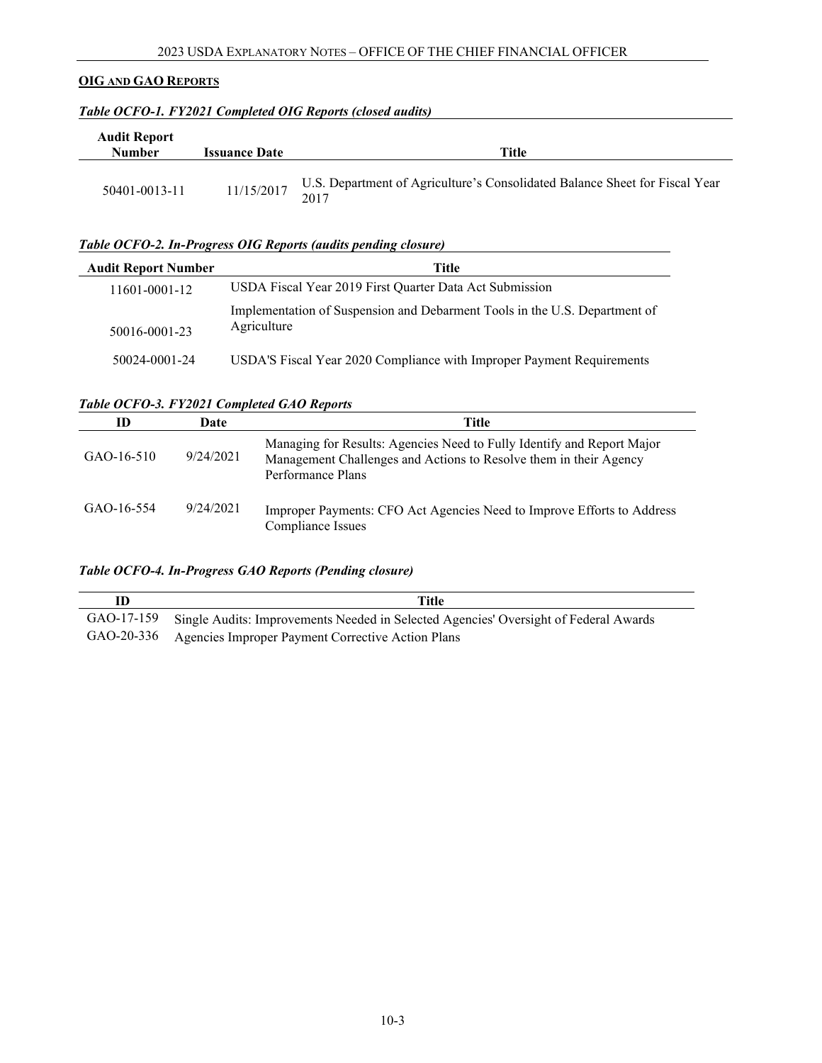## OIG AND GAO REPORTS

***Table OCFO-1. FY2021 Completed OIG Reports (closed audits)***

| Audit Report Number | Issuance Date | Title |
|---|---|---|
| 50401-0013-11 | 11/15/2017 | U.S. Department of Agriculture's Consolidated Balance Sheet for Fiscal Year 2017 |

***Table OCFO-2. In-Progress OIG Reports (audits pending closure)***

| Audit Report Number | Title |
|---|---|
| 11601-0001-12 | USDA Fiscal Year 2019 First Quarter Data Act Submission |
| 50016-0001-23 | Implementation of Suspension and Debarment Tools in the U.S. Department of Agriculture |
| 50024-0001-24 | USDA'S Fiscal Year 2020 Compliance with Improper Payment Requirements |

***Table OCFO-3. FY2021 Completed GAO Reports***

| ID | Date | Title |
|---|---|---|
| GAO-16-510 | 9/24/2021 | Managing for Results: Agencies Need to Fully Identify and Report Major Management Challenges and Actions to Resolve them in their Agency Performance Plans |
| GAO-16-554 | 9/24/2021 | Improper Payments: CFO Act Agencies Need to Improve Efforts to Address Compliance Issues |

***Table OCFO-4. In-Progress GAO Reports (Pending closure)***

| ID | Title |
|---|---|
| GAO-17-159 | Single Audits: Improvements Needed in Selected Agencies' Oversight of Federal Awards |
| GAO-20-336 | Agencies Improper Payment Corrective Action Plans |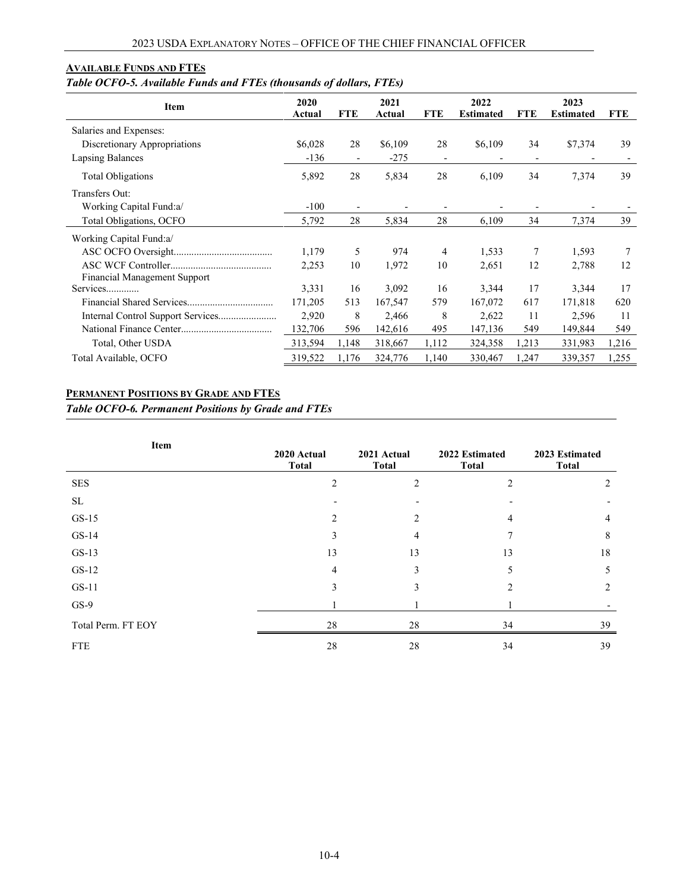## Available Funds and FTEs

*Table OCFO-5. Available Funds and FTEs (thousands of dollars, FTEs)*

| Item | 2020 Actual | FTE | 2021 Actual | FTE | 2022 Estimated | FTE | 2023 Estimated | FTE |
|---|---|---|---|---|---|---|---|---|
| Salaries and Expenses: | | | | | | | | |
| Discretionary Appropriations | $6,028 | 28 | $6,109 | 28 | $6,109 | 34 | $7,374 | 39 |
| Lapsing Balances | -136 | - | -275 | - | - | - | - | - |
| Total Obligations | 5,892 | 28 | 5,834 | 28 | 6,109 | 34 | 7,374 | 39 |
| Transfers Out: | | | | | | | | |
| Working Capital Fund:a/ | -100 | - | - | - | - | - | - | - |
| Total Obligations, OCFO | 5,792 | 28 | 5,834 | 28 | 6,109 | 34 | 7,374 | 39 |
| Working Capital Fund:a/ | | | | | | | | |
| ASC OCFO Oversight....................................... | 1,179 | 5 | 974 | 4 | 1,533 | 7 | 1,593 | 7 |
| ASC WCF Controller....................................... | 2,253 | 10 | 1,972 | 10 | 2,651 | 12 | 2,788 | 12 |
| Financial Management Support Services............ | 3,331 | 16 | 3,092 | 16 | 3,344 | 17 | 3,344 | 17 |
| Financial Shared Services.................................. | 171,205 | 513 | 167,547 | 579 | 167,072 | 617 | 171,818 | 620 |
| Internal Control Support Services....................... | 2,920 | 8 | 2,466 | 8 | 2,622 | 11 | 2,596 | 11 |
| National Finance Center.................................... | 132,706 | 596 | 142,616 | 495 | 147,136 | 549 | 149,844 | 549 |
| Total, Other USDA | 313,594 | 1,148 | 318,667 | 1,112 | 324,358 | 1,213 | 331,983 | 1,216 |
| Total Available, OCFO | 319,522 | 1,176 | 324,776 | 1,140 | 330,467 | 1,247 | 339,357 | 1,255 |

## Permanent Positions by Grade and FTEs

*Table OCFO-6. Permanent Positions by Grade and FTEs*

| Item | 2020 Actual Total | 2021 Actual Total | 2022 Estimated Total | 2023 Estimated Total |
|---|---|---|---|---|
| SES | 2 | 2 | 2 | 2 |
| SL | - | - | - | - |
| GS-15 | 2 | 2 | 4 | 4 |
| GS-14 | 3 | 4 | 7 | 8 |
| GS-13 | 13 | 13 | 13 | 18 |
| GS-12 | 4 | 3 | 5 | 5 |
| GS-11 | 3 | 3 | 2 | 2 |
| GS-9 | 1 | 1 | 1 | - |
| Total Perm. FT EOY | 28 | 28 | 34 | 39 |
| FTE | 28 | 28 | 34 | 39 |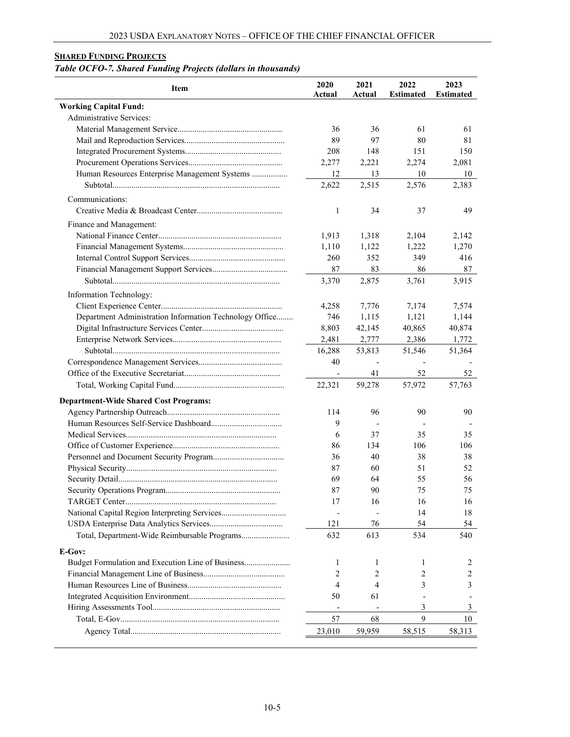## SHARED FUNDING PROJECTS

*Table OCFO-7. Shared Funding Projects (dollars in thousands)*

| Item | 2020 Actual | 2021 Actual | 2022 Estimated | 2023 Estimated |
|---|---|---|---|---|
| **Working Capital Fund:** | | | | |
| Administrative Services: | | | | |
| Material Management Service | 36 | 36 | 61 | 61 |
| Mail and Reproduction Services | 89 | 97 | 80 | 81 |
| Integrated Procurement Systems | 208 | 148 | 151 | 150 |
| Procurement Operations Services | 2,277 | 2,221 | 2,274 | 2,081 |
| Human Resources Enterprise Management Systems | 12 | 13 | 10 | 10 |
| Subtotal | 2,622 | 2,515 | 2,576 | 2,383 |
| Communications: | | | | |
| Creative Media & Broadcast Center | 1 | 34 | 37 | 49 |
| Finance and Management: | | | | |
| National Finance Center | 1,913 | 1,318 | 2,104 | 2,142 |
| Financial Management Systems | 1,110 | 1,122 | 1,222 | 1,270 |
| Internal Control Support Services | 260 | 352 | 349 | 416 |
| Financial Management Support Services | 87 | 83 | 86 | 87 |
| Subtotal | 3,370 | 2,875 | 3,761 | 3,915 |
| Information Technology: | | | | |
| Client Experience Center | 4,258 | 7,776 | 7,174 | 7,574 |
| Department Administration Information Technology Office | 746 | 1,115 | 1,121 | 1,144 |
| Digital Infrastructure Services Center | 8,803 | 42,145 | 40,865 | 40,874 |
| Enterprise Network Services | 2,481 | 2,777 | 2,386 | 1,772 |
| Subtotal | 16,288 | 53,813 | 51,546 | 51,364 |
| Correspondence Management Services | 40 | - | - | - |
| Office of the Executive Secretariat | - | 41 | 52 | 52 |
| Total, Working Capital Fund | 22,321 | 59,278 | 57,972 | 57,763 |
| **Department-Wide Shared Cost Programs:** | | | | |
| Agency Partnership Outreach | 114 | 96 | 90 | 90 |
| Human Resources Self-Service Dashboard | 9 | - | - | - |
| Medical Services | 6 | 37 | 35 | 35 |
| Office of Customer Experience | 86 | 134 | 106 | 106 |
| Personnel and Document Security Program | 36 | 40 | 38 | 38 |
| Physical Security | 87 | 60 | 51 | 52 |
| Security Detail | 69 | 64 | 55 | 56 |
| Security Operations Program | 87 | 90 | 75 | 75 |
| TARGET Center | 17 | 16 | 16 | 16 |
| National Capital Region Interpreting Services | - | - | 14 | 18 |
| USDA Enterprise Data Analytics Services | 121 | 76 | 54 | 54 |
| Total, Department-Wide Reimbursable Programs | 632 | 613 | 534 | 540 |
| **E-Gov:** | | | | |
| Budget Formulation and Execution Line of Business | 1 | 1 | 1 | 2 |
| Financial Management Line of Business | 2 | 2 | 2 | 2 |
| Human Resources Line of Business | 4 | 4 | 3 | 3 |
| Integrated Acquisition Environment | 50 | 61 | - | - |
| Hiring Assessments Tool | - | - | 3 | 3 |
| Total, E-Gov | 57 | 68 | 9 | 10 |
| Agency Total | 23,010 | 59,959 | 58,515 | 58,313 |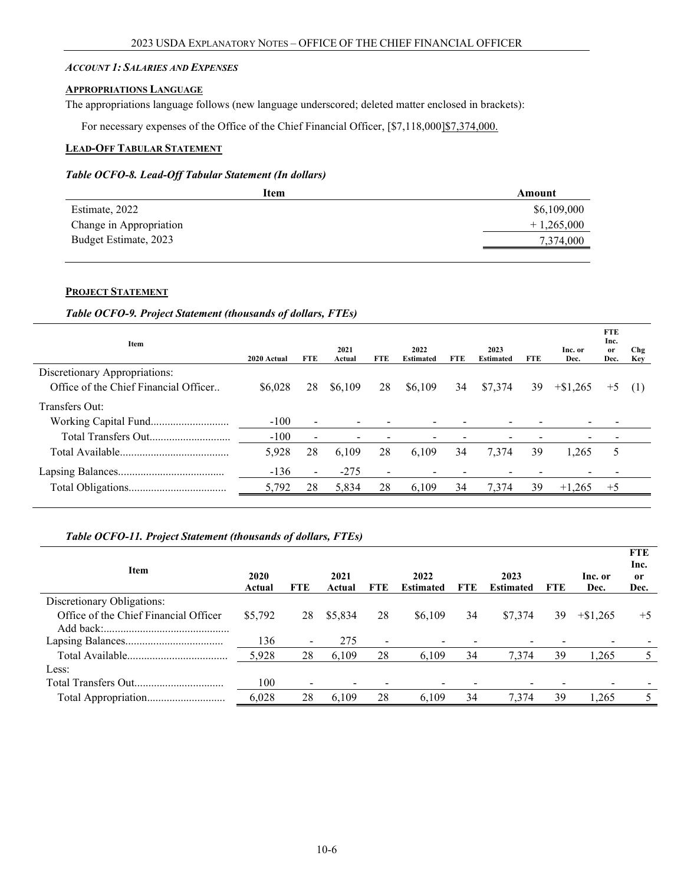*ACCOUNT 1: SALARIES AND EXPENSES*

**APPROPRIATIONS LANGUAGE**

The appropriations language follows (new language underscored; deleted matter enclosed in brackets):

For necessary expenses of the Office of the Chief Financial Officer, [$7,118,000]$7,374,000.

**LEAD-OFF TABULAR STATEMENT**

***Table OCFO-8. Lead-Off Tabular Statement (In dollars)***

| Item | Amount |
|---|---|
| Estimate, 2022 | $6,109,000 |
| Change in Appropriation | + 1,265,000 |
| Budget Estimate, 2023 | 7,374,000 |

**PROJECT STATEMENT**

***Table OCFO-9. Project Statement (thousands of dollars, FTEs)***

| Item | 2020 Actual | FTE | 2021 Actual | FTE | 2022 Estimated | FTE | 2023 Estimated | FTE | Inc. or Dec. | FTE Inc. or Dec. | Chg Key |
|---|---|---|---|---|---|---|---|---|---|---|---|
| Discretionary Appropriations: | | | | | | | | | | | |
| Office of the Chief Financial Officer.. | $6,028 | 28 | $6,109 | 28 | $6,109 | 34 | $7,374 | 39 | +$1,265 | +5 | (1) |
| Transfers Out: | | | | | | | | | | | |
| Working Capital Fund | -100 | - | - | - | - | - | - | - | - | - | |
| Total Transfers Out | -100 | - | - | - | - | - | - | - | - | - | |
| Total Available | 5,928 | 28 | 6,109 | 28 | 6,109 | 34 | 7,374 | 39 | 1,265 | 5 | |
| Lapsing Balances | -136 | - | -275 | - | - | - | - | - | - | - | |
| Total Obligations | 5,792 | 28 | 5,834 | 28 | 6,109 | 34 | 7,374 | 39 | +1,265 | +5 | |

***Table OCFO-11. Project Statement (thousands of dollars, FTEs)***

| Item | 2020 Actual | FTE | 2021 Actual | FTE | 2022 Estimated | FTE | 2023 Estimated | FTE | Inc. or Dec. | FTE Inc. or Dec. |
|---|---|---|---|---|---|---|---|---|---|---|
| Discretionary Obligations: | | | | | | | | | | |
| Office of the Chief Financial Officer | $5,792 | 28 | $5,834 | 28 | $6,109 | 34 | $7,374 | 39 | +$1,265 | +5 |
| Add back: | | | | | | | | | | |
| Lapsing Balances | 136 | - | 275 | - | - | - | - | - | - | - |
| Total Available | 5,928 | 28 | 6,109 | 28 | 6,109 | 34 | 7,374 | 39 | 1,265 | 5 |
| Less: | | | | | | | | | | |
| Total Transfers Out | 100 | - | - | - | - | - | - | - | - | - |
| Total Appropriation | 6,028 | 28 | 6,109 | 28 | 6,109 | 34 | 7,374 | 39 | 1,265 | 5 |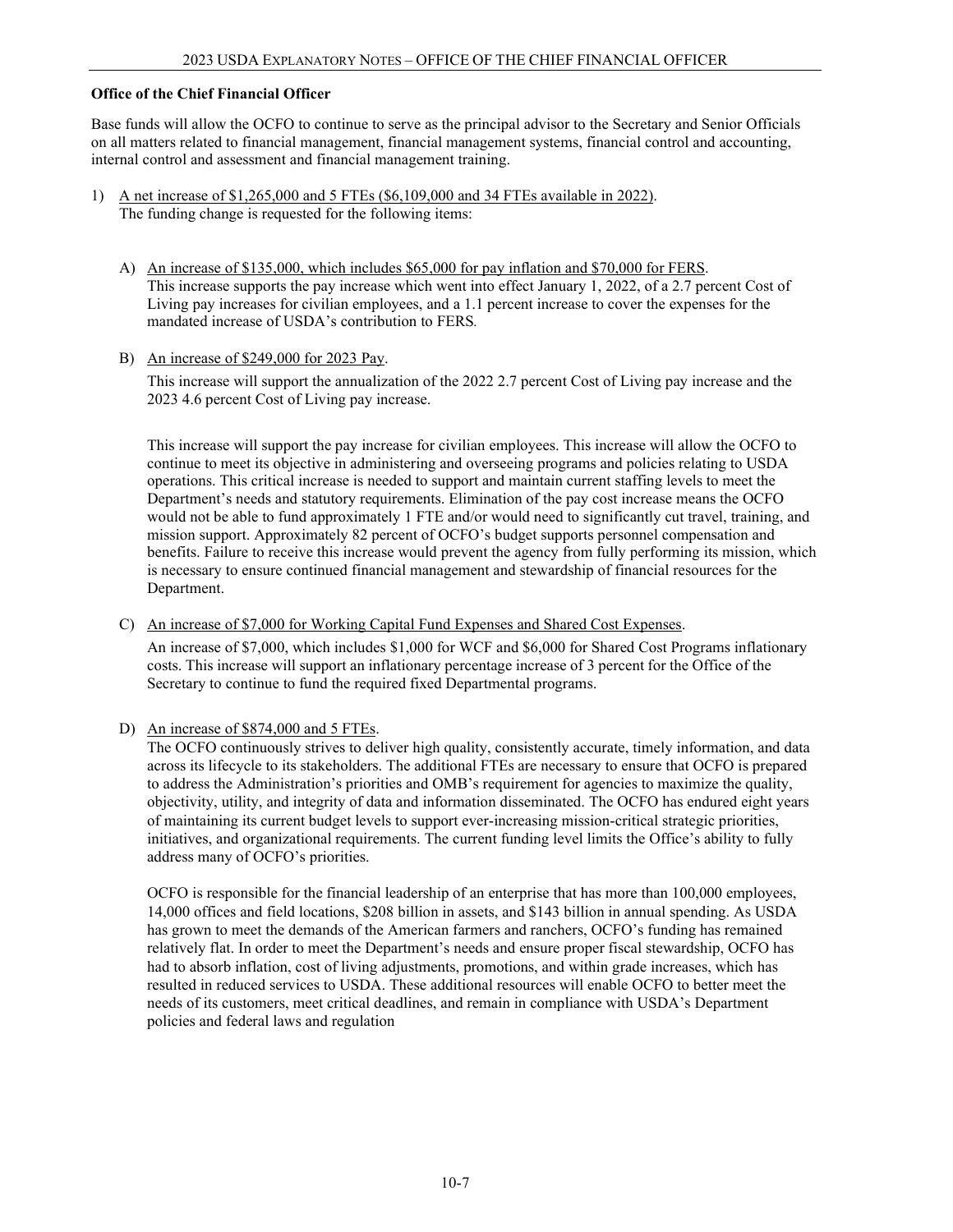**Office of the Chief Financial Officer**

Base funds will allow the OCFO to continue to serve as the principal advisor to the Secretary and Senior Officials on all matters related to financial management, financial management systems, financial control and accounting, internal control and assessment and financial management training.

1) <u>A net increase of $1,265,000 and 5 FTEs ($6,109,000 and 34 FTEs available in 2022)</u>.
   The funding change is requested for the following items:

   A) <u>An increase of $135,000, which includes $65,000 for pay inflation and $70,000 for FERS</u>.
      This increase supports the pay increase which went into effect January 1, 2022, of a 2.7 percent Cost of Living pay increases for civilian employees, and a 1.1 percent increase to cover the expenses for the mandated increase of USDA's contribution to FERS.

   B) <u>An increase of $249,000 for 2023 Pay</u>.

      This increase will support the annualization of the 2022 2.7 percent Cost of Living pay increase and the 2023 4.6 percent Cost of Living pay increase.

      This increase will support the pay increase for civilian employees. This increase will allow the OCFO to continue to meet its objective in administering and overseeing programs and policies relating to USDA operations. This critical increase is needed to support and maintain current staffing levels to meet the Department's needs and statutory requirements. Elimination of the pay cost increase means the OCFO would not be able to fund approximately 1 FTE and/or would need to significantly cut travel, training, and mission support. Approximately 82 percent of OCFO's budget supports personnel compensation and benefits. Failure to receive this increase would prevent the agency from fully performing its mission, which is necessary to ensure continued financial management and stewardship of financial resources for the Department.

   C) <u>An increase of $7,000 for Working Capital Fund Expenses and Shared Cost Expenses</u>.

      An increase of $7,000, which includes $1,000 for WCF and $6,000 for Shared Cost Programs inflationary costs. This increase will support an inflationary percentage increase of 3 percent for the Office of the Secretary to continue to fund the required fixed Departmental programs.

   D) <u>An increase of $874,000 and 5 FTEs</u>.
      The OCFO continuously strives to deliver high quality, consistently accurate, timely information, and data across its lifecycle to its stakeholders. The additional FTEs are necessary to ensure that OCFO is prepared to address the Administration's priorities and OMB's requirement for agencies to maximize the quality, objectivity, utility, and integrity of data and information disseminated. The OCFO has endured eight years of maintaining its current budget levels to support ever-increasing mission-critical strategic priorities, initiatives, and organizational requirements. The current funding level limits the Office's ability to fully address many of OCFO's priorities.

      OCFO is responsible for the financial leadership of an enterprise that has more than 100,000 employees, 14,000 offices and field locations, $208 billion in assets, and $143 billion in annual spending. As USDA has grown to meet the demands of the American farmers and ranchers, OCFO's funding has remained relatively flat. In order to meet the Department's needs and ensure proper fiscal stewardship, OCFO has had to absorb inflation, cost of living adjustments, promotions, and within grade increases, which has resulted in reduced services to USDA. These additional resources will enable OCFO to better meet the needs of its customers, meet critical deadlines, and remain in compliance with USDA's Department policies and federal laws and regulation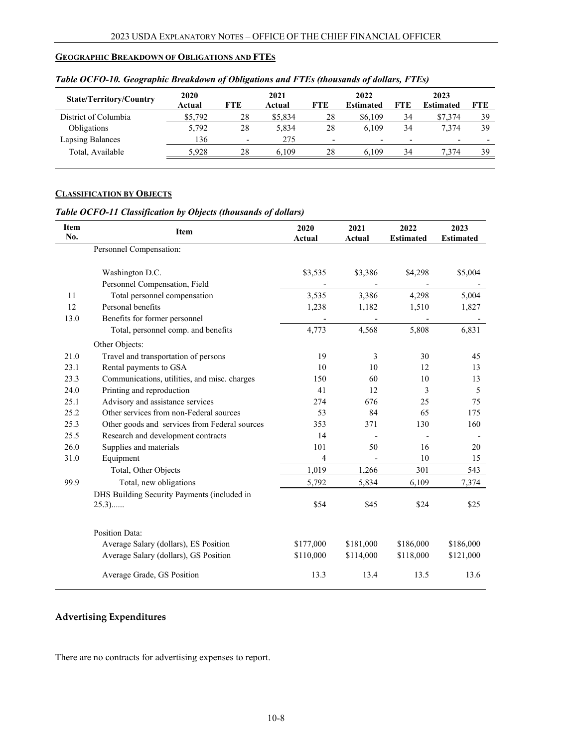## Geographic Breakdown of Obligations and FTEs

*Table OCFO-10. Geographic Breakdown of Obligations and FTEs (thousands of dollars, FTEs)*

| State/Territory/Country | 2020 Actual | FTE | 2021 Actual | FTE | 2022 Estimated | FTE | 2023 Estimated | FTE |
|---|---|---|---|---|---|---|---|---|
| District of Columbia | $5,792 | 28 | $5,834 | 28 | $6,109 | 34 | $7,374 | 39 |
| Obligations | 5,792 | 28 | 5,834 | 28 | 6,109 | 34 | 7,374 | 39 |
| Lapsing Balances | 136 | - | 275 | - | - | - | - | - |
| Total, Available | 5,928 | 28 | 6,109 | 28 | 6,109 | 34 | 7,374 | 39 |

## Classification by Objects

*Table OCFO-11 Classification by Objects (thousands of dollars)*

| Item No. | Item | 2020 Actual | 2021 Actual | 2022 Estimated | 2023 Estimated |
|---|---|---|---|---|---|
| | Personnel Compensation: | | | | |
| | Washington D.C. | $3,535 | $3,386 | $4,298 | $5,004 |
| | Personnel Compensation, Field | - | - | - | - |
| 11 | Total personnel compensation | 3,535 | 3,386 | 4,298 | 5,004 |
| 12 | Personal benefits | 1,238 | 1,182 | 1,510 | 1,827 |
| 13.0 | Benefits for former personnel | - | - | - | - |
| | Total, personnel comp. and benefits | 4,773 | 4,568 | 5,808 | 6,831 |
| | Other Objects: | | | | |
| 21.0 | Travel and transportation of persons | 19 | 3 | 30 | 45 |
| 23.1 | Rental payments to GSA | 10 | 10 | 12 | 13 |
| 23.3 | Communications, utilities, and misc. charges | 150 | 60 | 10 | 13 |
| 24.0 | Printing and reproduction | 41 | 12 | 3 | 5 |
| 25.1 | Advisory and assistance services | 274 | 676 | 25 | 75 |
| 25.2 | Other services from non-Federal sources | 53 | 84 | 65 | 175 |
| 25.3 | Other goods and services from Federal sources | 353 | 371 | 130 | 160 |
| 25.5 | Research and development contracts | 14 | - | - | - |
| 26.0 | Supplies and materials | 101 | 50 | 16 | 20 |
| 31.0 | Equipment | 4 | - | 10 | 15 |
| | Total, Other Objects | 1,019 | 1,266 | 301 | 543 |
| 99.9 | Total, new obligations | 5,792 | 5,834 | 6,109 | 7,374 |
| | DHS Building Security Payments (included in 25.3)...... | $54 | $45 | $24 | $25 |
| | Position Data: | | | | |
| | Average Salary (dollars), ES Position | $177,000 | $181,000 | $186,000 | $186,000 |
| | Average Salary (dollars), GS Position | $110,000 | $114,000 | $118,000 | $121,000 |
| | Average Grade, GS Position | 13.3 | 13.4 | 13.5 | 13.6 |

## Advertising Expenditures

There are no contracts for advertising expenses to report.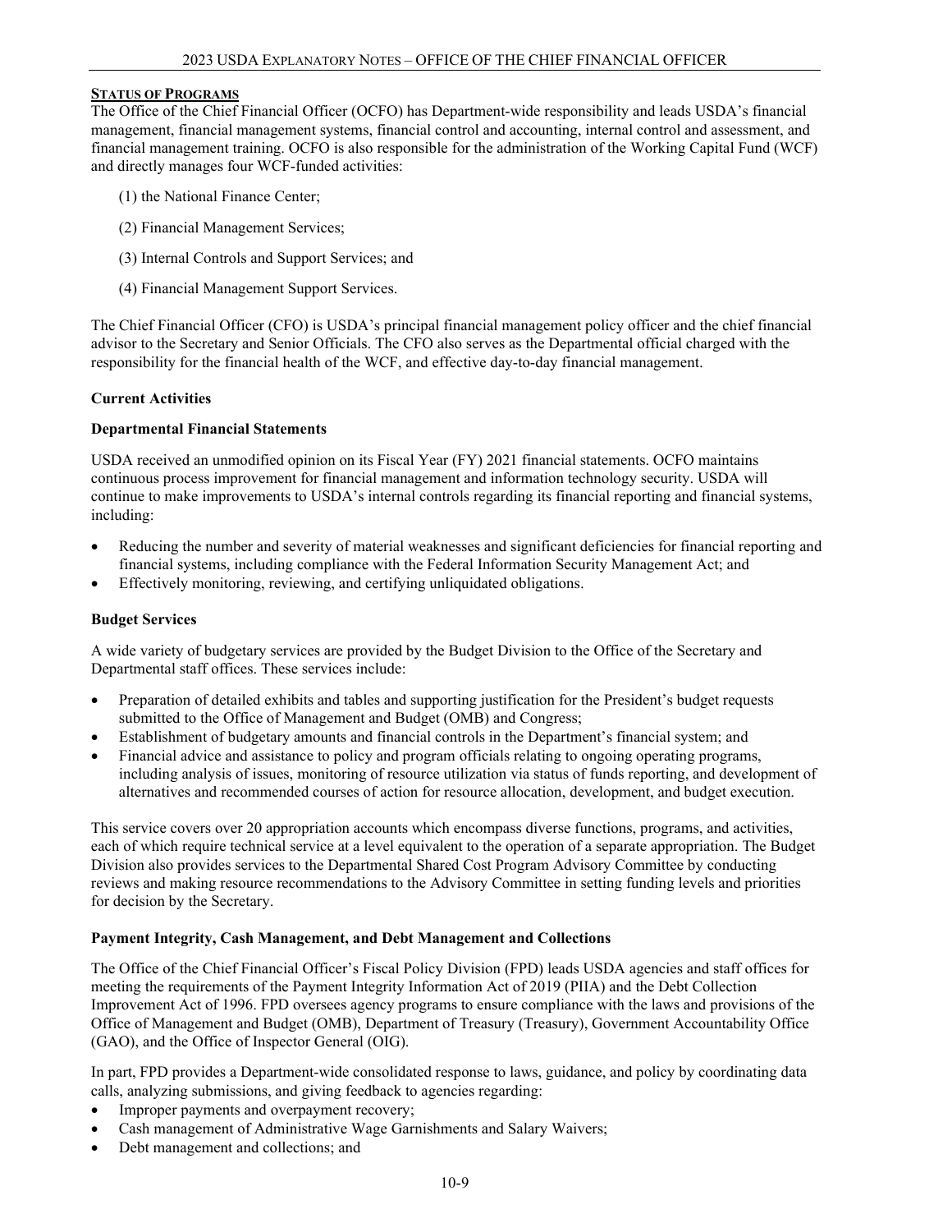## STATUS OF PROGRAMS

The Office of the Chief Financial Officer (OCFO) has Department-wide responsibility and leads USDA's financial management, financial management systems, financial control and accounting, internal control and assessment, and financial management training. OCFO is also responsible for the administration of the Working Capital Fund (WCF) and directly manages four WCF-funded activities:

(1) the National Finance Center;

(2) Financial Management Services;

(3) Internal Controls and Support Services; and

(4) Financial Management Support Services.

The Chief Financial Officer (CFO) is USDA's principal financial management policy officer and the chief financial advisor to the Secretary and Senior Officials. The CFO also serves as the Departmental official charged with the responsibility for the financial health of the WCF, and effective day-to-day financial management.

### Current Activities

### Departmental Financial Statements

USDA received an unmodified opinion on its Fiscal Year (FY) 2021 financial statements. OCFO maintains continuous process improvement for financial management and information technology security. USDA will continue to make improvements to USDA's internal controls regarding its financial reporting and financial systems, including:

- Reducing the number and severity of material weaknesses and significant deficiencies for financial reporting and financial systems, including compliance with the Federal Information Security Management Act; and
- Effectively monitoring, reviewing, and certifying unliquidated obligations.

### Budget Services

A wide variety of budgetary services are provided by the Budget Division to the Office of the Secretary and Departmental staff offices. These services include:

- Preparation of detailed exhibits and tables and supporting justification for the President's budget requests submitted to the Office of Management and Budget (OMB) and Congress;
- Establishment of budgetary amounts and financial controls in the Department's financial system; and
- Financial advice and assistance to policy and program officials relating to ongoing operating programs, including analysis of issues, monitoring of resource utilization via status of funds reporting, and development of alternatives and recommended courses of action for resource allocation, development, and budget execution.

This service covers over 20 appropriation accounts which encompass diverse functions, programs, and activities, each of which require technical service at a level equivalent to the operation of a separate appropriation. The Budget Division also provides services to the Departmental Shared Cost Program Advisory Committee by conducting reviews and making resource recommendations to the Advisory Committee in setting funding levels and priorities for decision by the Secretary.

### Payment Integrity, Cash Management, and Debt Management and Collections

The Office of the Chief Financial Officer's Fiscal Policy Division (FPD) leads USDA agencies and staff offices for meeting the requirements of the Payment Integrity Information Act of 2019 (PIIA) and the Debt Collection Improvement Act of 1996. FPD oversees agency programs to ensure compliance with the laws and provisions of the Office of Management and Budget (OMB), Department of Treasury (Treasury), Government Accountability Office (GAO), and the Office of Inspector General (OIG).

In part, FPD provides a Department-wide consolidated response to laws, guidance, and policy by coordinating data calls, analyzing submissions, and giving feedback to agencies regarding:

- Improper payments and overpayment recovery;
- Cash management of Administrative Wage Garnishments and Salary Waivers;
- Debt management and collections; and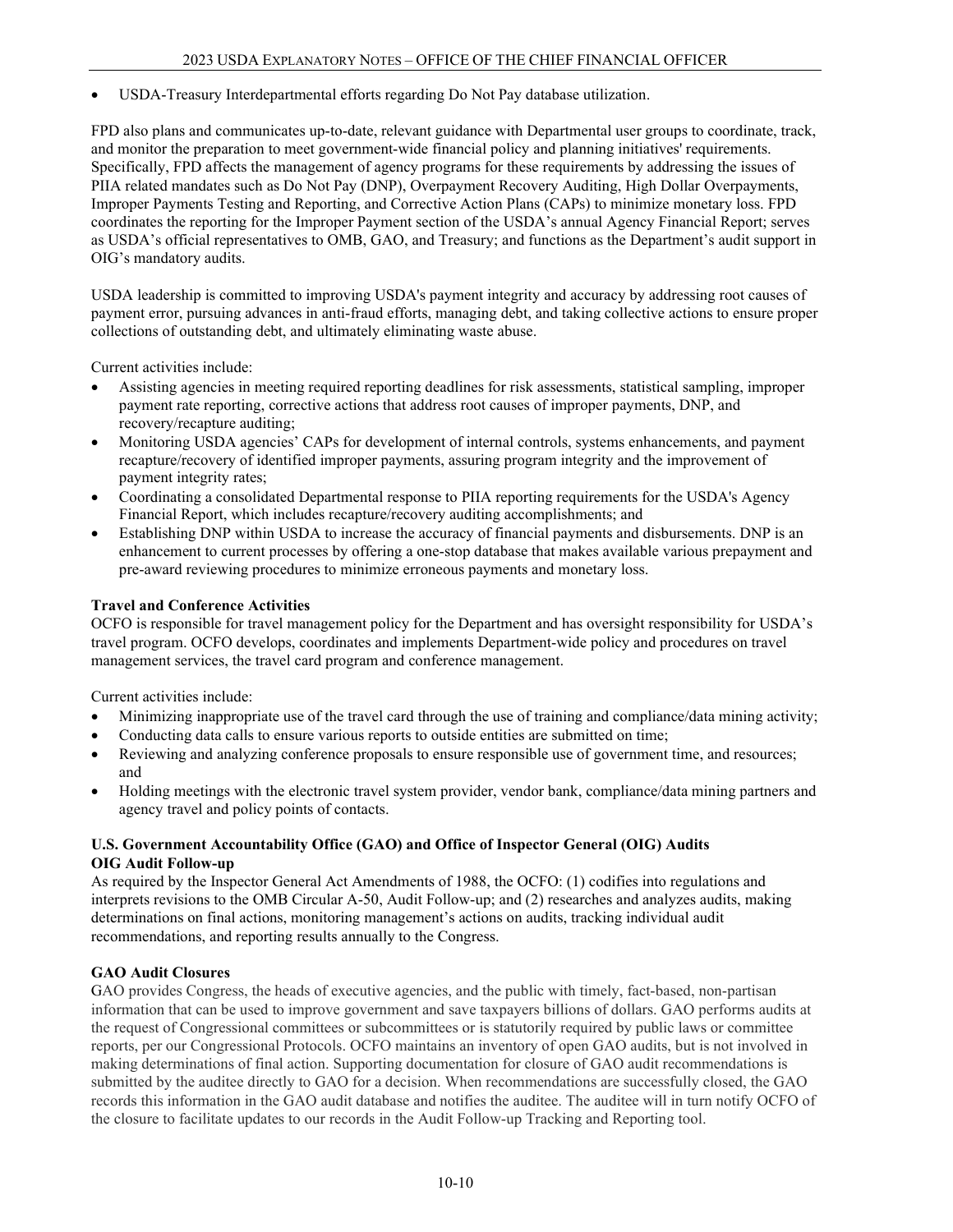- USDA-Treasury Interdepartmental efforts regarding Do Not Pay database utilization.

FPD also plans and communicates up-to-date, relevant guidance with Departmental user groups to coordinate, track, and monitor the preparation to meet government-wide financial policy and planning initiatives' requirements. Specifically, FPD affects the management of agency programs for these requirements by addressing the issues of PIIA related mandates such as Do Not Pay (DNP), Overpayment Recovery Auditing, High Dollar Overpayments, Improper Payments Testing and Reporting, and Corrective Action Plans (CAPs) to minimize monetary loss. FPD coordinates the reporting for the Improper Payment section of the USDA's annual Agency Financial Report; serves as USDA's official representatives to OMB, GAO, and Treasury; and functions as the Department's audit support in OIG's mandatory audits.

USDA leadership is committed to improving USDA's payment integrity and accuracy by addressing root causes of payment error, pursuing advances in anti-fraud efforts, managing debt, and taking collective actions to ensure proper collections of outstanding debt, and ultimately eliminating waste abuse.

Current activities include:

- Assisting agencies in meeting required reporting deadlines for risk assessments, statistical sampling, improper payment rate reporting, corrective actions that address root causes of improper payments, DNP, and recovery/recapture auditing;
- Monitoring USDA agencies' CAPs for development of internal controls, systems enhancements, and payment recapture/recovery of identified improper payments, assuring program integrity and the improvement of payment integrity rates;
- Coordinating a consolidated Departmental response to PIIA reporting requirements for the USDA's Agency Financial Report, which includes recapture/recovery auditing accomplishments; and
- Establishing DNP within USDA to increase the accuracy of financial payments and disbursements. DNP is an enhancement to current processes by offering a one-stop database that makes available various prepayment and pre-award reviewing procedures to minimize erroneous payments and monetary loss.

**Travel and Conference Activities**

OCFO is responsible for travel management policy for the Department and has oversight responsibility for USDA's travel program. OCFO develops, coordinates and implements Department-wide policy and procedures on travel management services, the travel card program and conference management.

Current activities include:

- Minimizing inappropriate use of the travel card through the use of training and compliance/data mining activity;
- Conducting data calls to ensure various reports to outside entities are submitted on time;
- Reviewing and analyzing conference proposals to ensure responsible use of government time, and resources; and
- Holding meetings with the electronic travel system provider, vendor bank, compliance/data mining partners and agency travel and policy points of contacts.

**U.S. Government Accountability Office (GAO) and Office of Inspector General (OIG) Audits**

**OIG Audit Follow-up**

As required by the Inspector General Act Amendments of 1988, the OCFO: (1) codifies into regulations and interprets revisions to the OMB Circular A-50, Audit Follow-up; and (2) researches and analyzes audits, making determinations on final actions, monitoring management's actions on audits, tracking individual audit recommendations, and reporting results annually to the Congress.

**GAO Audit Closures**

GAO provides Congress, the heads of executive agencies, and the public with timely, fact-based, non-partisan information that can be used to improve government and save taxpayers billions of dollars. GAO performs audits at the request of Congressional committees or subcommittees or is statutorily required by public laws or committee reports, per our Congressional Protocols. OCFO maintains an inventory of open GAO audits, but is not involved in making determinations of final action. Supporting documentation for closure of GAO audit recommendations is submitted by the auditee directly to GAO for a decision. When recommendations are successfully closed, the GAO records this information in the GAO audit database and notifies the auditee. The auditee will in turn notify OCFO of the closure to facilitate updates to our records in the Audit Follow-up Tracking and Reporting tool.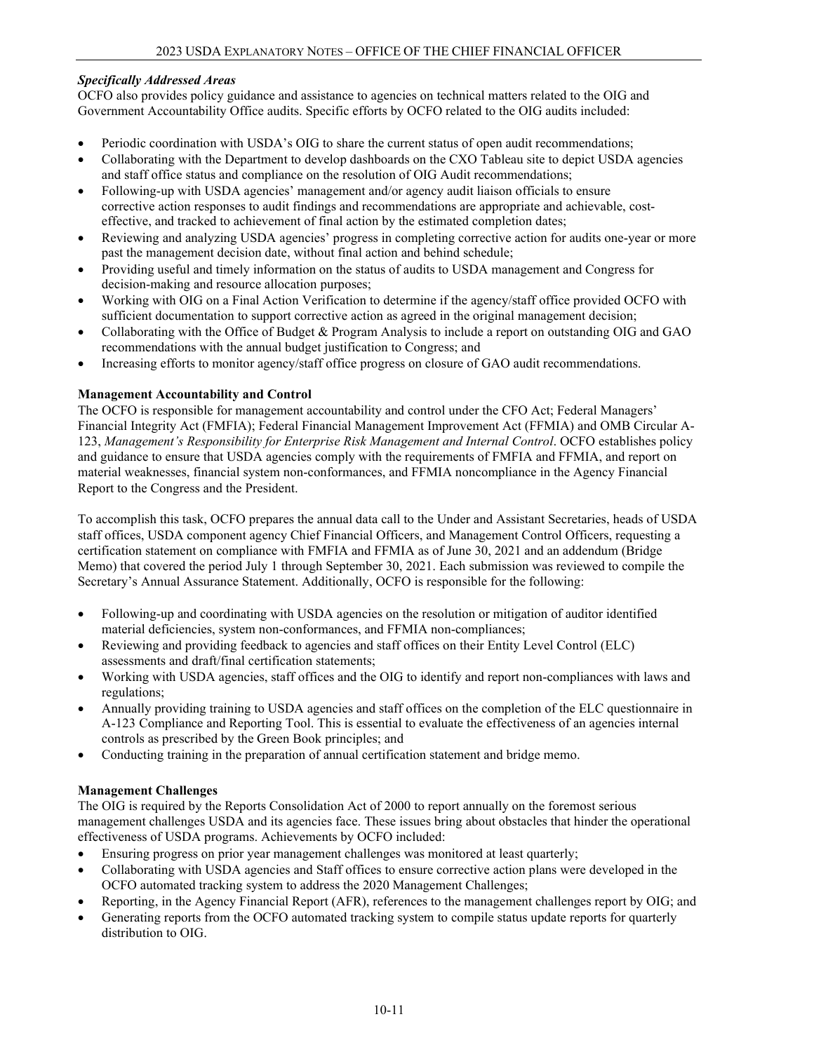### *Specifically Addressed Areas*

OCFO also provides policy guidance and assistance to agencies on technical matters related to the OIG and Government Accountability Office audits. Specific efforts by OCFO related to the OIG audits included:

- Periodic coordination with USDA's OIG to share the current status of open audit recommendations;
- Collaborating with the Department to develop dashboards on the CXO Tableau site to depict USDA agencies and staff office status and compliance on the resolution of OIG Audit recommendations;
- Following-up with USDA agencies' management and/or agency audit liaison officials to ensure corrective action responses to audit findings and recommendations are appropriate and achievable, cost-effective, and tracked to achievement of final action by the estimated completion dates;
- Reviewing and analyzing USDA agencies' progress in completing corrective action for audits one-year or more past the management decision date, without final action and behind schedule;
- Providing useful and timely information on the status of audits to USDA management and Congress for decision-making and resource allocation purposes;
- Working with OIG on a Final Action Verification to determine if the agency/staff office provided OCFO with sufficient documentation to support corrective action as agreed in the original management decision;
- Collaborating with the Office of Budget & Program Analysis to include a report on outstanding OIG and GAO recommendations with the annual budget justification to Congress; and
- Increasing efforts to monitor agency/staff office progress on closure of GAO audit recommendations.

### **Management Accountability and Control**

The OCFO is responsible for management accountability and control under the CFO Act; Federal Managers' Financial Integrity Act (FMFIA); Federal Financial Management Improvement Act (FFMIA) and OMB Circular A-123, *Management's Responsibility for Enterprise Risk Management and Internal Control*. OCFO establishes policy and guidance to ensure that USDA agencies comply with the requirements of FMFIA and FFMIA, and report on material weaknesses, financial system non-conformances, and FFMIA noncompliance in the Agency Financial Report to the Congress and the President.

To accomplish this task, OCFO prepares the annual data call to the Under and Assistant Secretaries, heads of USDA staff offices, USDA component agency Chief Financial Officers, and Management Control Officers, requesting a certification statement on compliance with FMFIA and FFMIA as of June 30, 2021 and an addendum (Bridge Memo) that covered the period July 1 through September 30, 2021. Each submission was reviewed to compile the Secretary's Annual Assurance Statement. Additionally, OCFO is responsible for the following:

- Following-up and coordinating with USDA agencies on the resolution or mitigation of auditor identified material deficiencies, system non-conformances, and FFMIA non-compliances;
- Reviewing and providing feedback to agencies and staff offices on their Entity Level Control (ELC) assessments and draft/final certification statements;
- Working with USDA agencies, staff offices and the OIG to identify and report non-compliances with laws and regulations;
- Annually providing training to USDA agencies and staff offices on the completion of the ELC questionnaire in A-123 Compliance and Reporting Tool. This is essential to evaluate the effectiveness of an agencies internal controls as prescribed by the Green Book principles; and
- Conducting training in the preparation of annual certification statement and bridge memo.

### **Management Challenges**

The OIG is required by the Reports Consolidation Act of 2000 to report annually on the foremost serious management challenges USDA and its agencies face. These issues bring about obstacles that hinder the operational effectiveness of USDA programs. Achievements by OCFO included:

- Ensuring progress on prior year management challenges was monitored at least quarterly;
- Collaborating with USDA agencies and Staff offices to ensure corrective action plans were developed in the OCFO automated tracking system to address the 2020 Management Challenges;
- Reporting, in the Agency Financial Report (AFR), references to the management challenges report by OIG; and
- Generating reports from the OCFO automated tracking system to compile status update reports for quarterly distribution to OIG.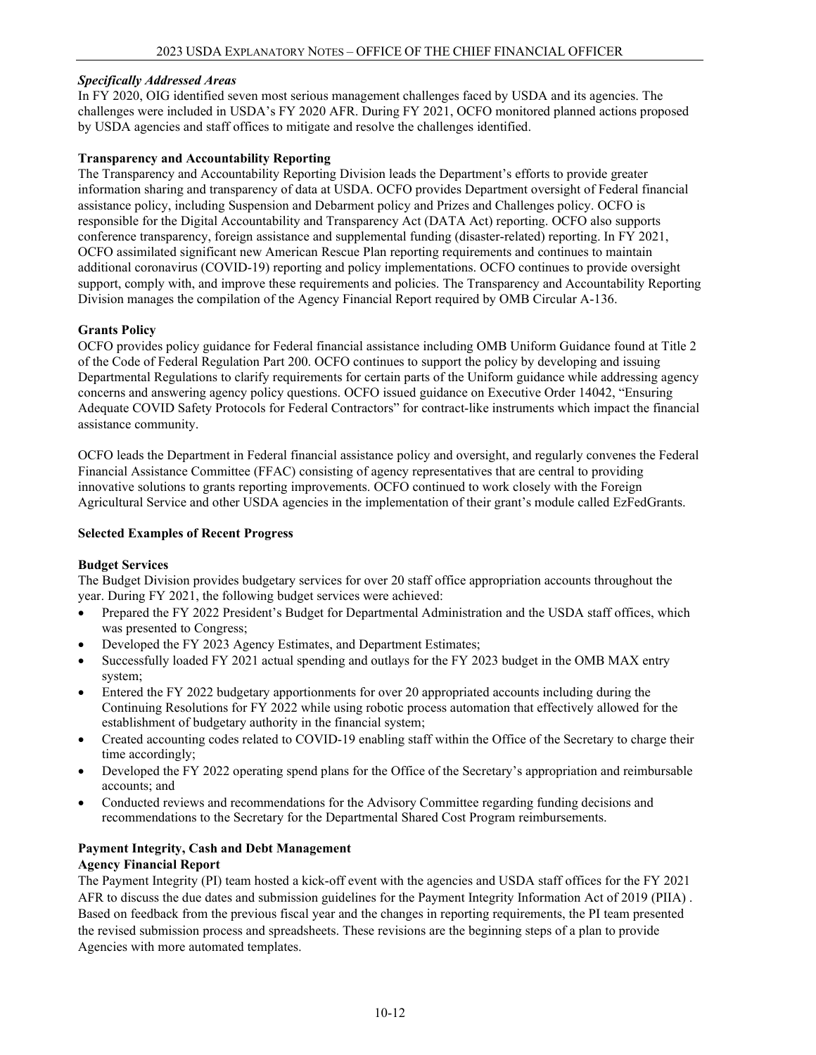***Specifically Addressed Areas***

In FY 2020, OIG identified seven most serious management challenges faced by USDA and its agencies. The challenges were included in USDA's FY 2020 AFR. During FY 2021, OCFO monitored planned actions proposed by USDA agencies and staff offices to mitigate and resolve the challenges identified.

**Transparency and Accountability Reporting**

The Transparency and Accountability Reporting Division leads the Department's efforts to provide greater information sharing and transparency of data at USDA. OCFO provides Department oversight of Federal financial assistance policy, including Suspension and Debarment policy and Prizes and Challenges policy. OCFO is responsible for the Digital Accountability and Transparency Act (DATA Act) reporting. OCFO also supports conference transparency, foreign assistance and supplemental funding (disaster-related) reporting. In FY 2021, OCFO assimilated significant new American Rescue Plan reporting requirements and continues to maintain additional coronavirus (COVID-19) reporting and policy implementations. OCFO continues to provide oversight support, comply with, and improve these requirements and policies. The Transparency and Accountability Reporting Division manages the compilation of the Agency Financial Report required by OMB Circular A-136.

**Grants Policy**

OCFO provides policy guidance for Federal financial assistance including OMB Uniform Guidance found at Title 2 of the Code of Federal Regulation Part 200. OCFO continues to support the policy by developing and issuing Departmental Regulations to clarify requirements for certain parts of the Uniform guidance while addressing agency concerns and answering agency policy questions. OCFO issued guidance on Executive Order 14042, "Ensuring Adequate COVID Safety Protocols for Federal Contractors" for contract-like instruments which impact the financial assistance community.

OCFO leads the Department in Federal financial assistance policy and oversight, and regularly convenes the Federal Financial Assistance Committee (FFAC) consisting of agency representatives that are central to providing innovative solutions to grants reporting improvements. OCFO continued to work closely with the Foreign Agricultural Service and other USDA agencies in the implementation of their grant's module called EzFedGrants.

**Selected Examples of Recent Progress**

**Budget Services**

The Budget Division provides budgetary services for over 20 staff office appropriation accounts throughout the year. During FY 2021, the following budget services were achieved:

- Prepared the FY 2022 President's Budget for Departmental Administration and the USDA staff offices, which was presented to Congress;
- Developed the FY 2023 Agency Estimates, and Department Estimates;
- Successfully loaded FY 2021 actual spending and outlays for the FY 2023 budget in the OMB MAX entry system;
- Entered the FY 2022 budgetary apportionments for over 20 appropriated accounts including during the Continuing Resolutions for FY 2022 while using robotic process automation that effectively allowed for the establishment of budgetary authority in the financial system;
- Created accounting codes related to COVID-19 enabling staff within the Office of the Secretary to charge their time accordingly;
- Developed the FY 2022 operating spend plans for the Office of the Secretary's appropriation and reimbursable accounts; and
- Conducted reviews and recommendations for the Advisory Committee regarding funding decisions and recommendations to the Secretary for the Departmental Shared Cost Program reimbursements.

**Payment Integrity, Cash and Debt Management**

**Agency Financial Report**

The Payment Integrity (PI) team hosted a kick-off event with the agencies and USDA staff offices for the FY 2021 AFR to discuss the due dates and submission guidelines for the Payment Integrity Information Act of 2019 (PIIA) . Based on feedback from the previous fiscal year and the changes in reporting requirements, the PI team presented the revised submission process and spreadsheets. These revisions are the beginning steps of a plan to provide Agencies with more automated templates.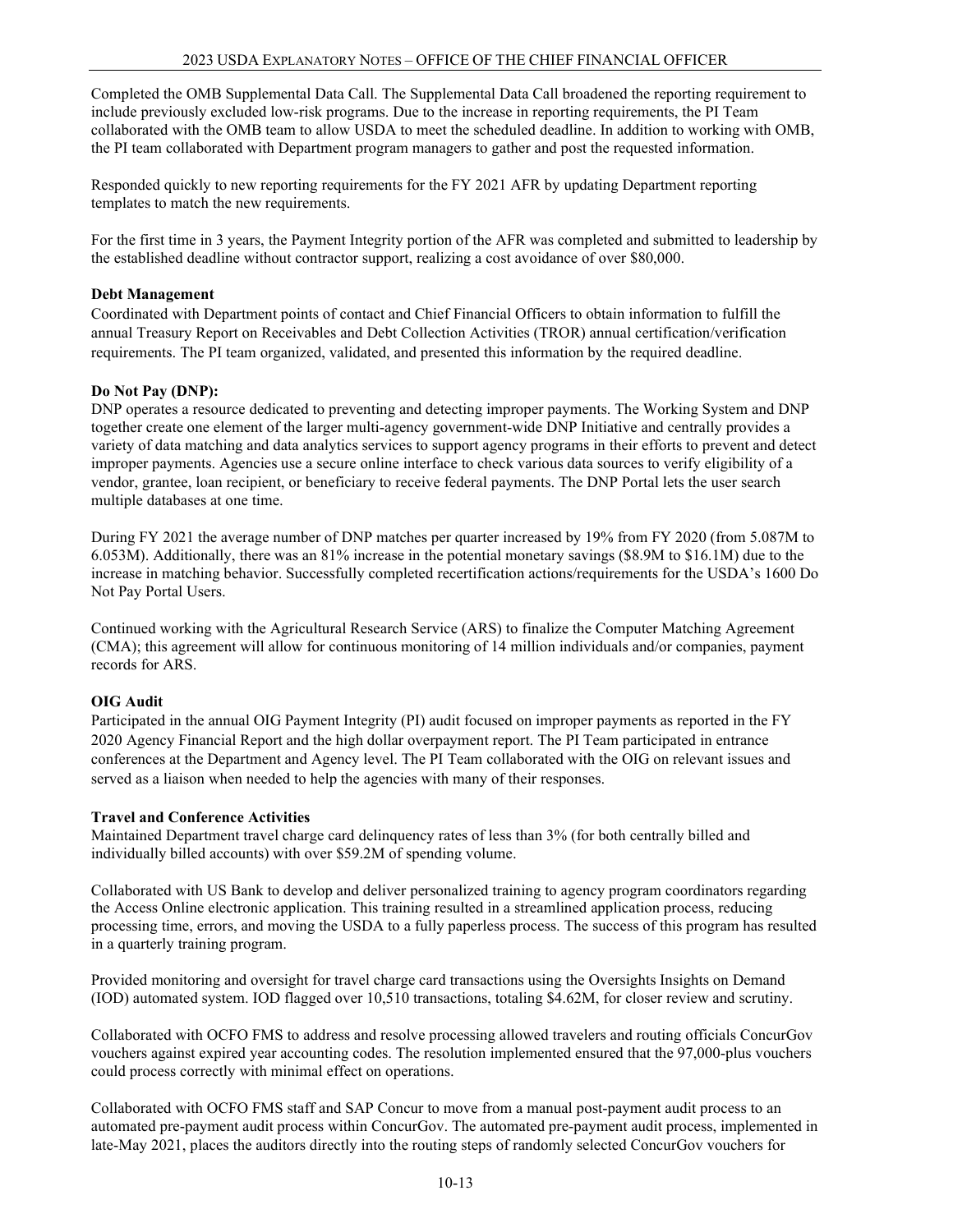Completed the OMB Supplemental Data Call. The Supplemental Data Call broadened the reporting requirement to include previously excluded low-risk programs. Due to the increase in reporting requirements, the PI Team collaborated with the OMB team to allow USDA to meet the scheduled deadline. In addition to working with OMB, the PI team collaborated with Department program managers to gather and post the requested information.

Responded quickly to new reporting requirements for the FY 2021 AFR by updating Department reporting templates to match the new requirements.

For the first time in 3 years, the Payment Integrity portion of the AFR was completed and submitted to leadership by the established deadline without contractor support, realizing a cost avoidance of over $80,000.

**Debt Management**

Coordinated with Department points of contact and Chief Financial Officers to obtain information to fulfill the annual Treasury Report on Receivables and Debt Collection Activities (TROR) annual certification/verification requirements. The PI team organized, validated, and presented this information by the required deadline.

**Do Not Pay (DNP):**

DNP operates a resource dedicated to preventing and detecting improper payments. The Working System and DNP together create one element of the larger multi-agency government-wide DNP Initiative and centrally provides a variety of data matching and data analytics services to support agency programs in their efforts to prevent and detect improper payments. Agencies use a secure online interface to check various data sources to verify eligibility of a vendor, grantee, loan recipient, or beneficiary to receive federal payments. The DNP Portal lets the user search multiple databases at one time.

During FY 2021 the average number of DNP matches per quarter increased by 19% from FY 2020 (from 5.087M to 6.053M). Additionally, there was an 81% increase in the potential monetary savings ($8.9M to $16.1M) due to the increase in matching behavior. Successfully completed recertification actions/requirements for the USDA's 1600 Do Not Pay Portal Users.

Continued working with the Agricultural Research Service (ARS) to finalize the Computer Matching Agreement (CMA); this agreement will allow for continuous monitoring of 14 million individuals and/or companies, payment records for ARS.

**OIG Audit**

Participated in the annual OIG Payment Integrity (PI) audit focused on improper payments as reported in the FY 2020 Agency Financial Report and the high dollar overpayment report. The PI Team participated in entrance conferences at the Department and Agency level. The PI Team collaborated with the OIG on relevant issues and served as a liaison when needed to help the agencies with many of their responses.

**Travel and Conference Activities**

Maintained Department travel charge card delinquency rates of less than 3% (for both centrally billed and individually billed accounts) with over $59.2M of spending volume.

Collaborated with US Bank to develop and deliver personalized training to agency program coordinators regarding the Access Online electronic application. This training resulted in a streamlined application process, reducing processing time, errors, and moving the USDA to a fully paperless process. The success of this program has resulted in a quarterly training program.

Provided monitoring and oversight for travel charge card transactions using the Oversights Insights on Demand (IOD) automated system. IOD flagged over 10,510 transactions, totaling $4.62M, for closer review and scrutiny.

Collaborated with OCFO FMS to address and resolve processing allowed travelers and routing officials ConcurGov vouchers against expired year accounting codes. The resolution implemented ensured that the 97,000-plus vouchers could process correctly with minimal effect on operations.

Collaborated with OCFO FMS staff and SAP Concur to move from a manual post-payment audit process to an automated pre-payment audit process within ConcurGov. The automated pre-payment audit process, implemented in late-May 2021, places the auditors directly into the routing steps of randomly selected ConcurGov vouchers for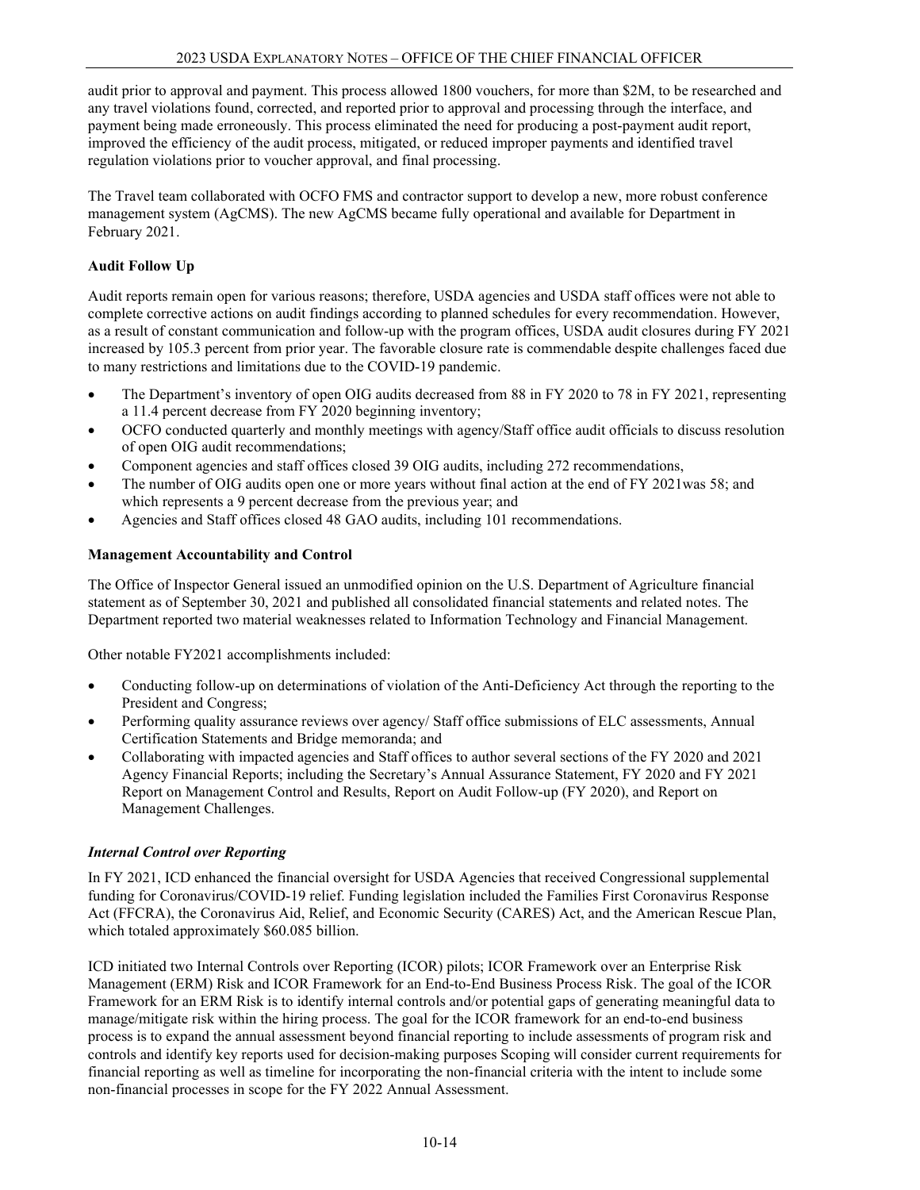audit prior to approval and payment. This process allowed 1800 vouchers, for more than $2M, to be researched and any travel violations found, corrected, and reported prior to approval and processing through the interface, and payment being made erroneously. This process eliminated the need for producing a post-payment audit report, improved the efficiency of the audit process, mitigated, or reduced improper payments and identified travel regulation violations prior to voucher approval, and final processing.

The Travel team collaborated with OCFO FMS and contractor support to develop a new, more robust conference management system (AgCMS). The new AgCMS became fully operational and available for Department in February 2021.

**Audit Follow Up**

Audit reports remain open for various reasons; therefore, USDA agencies and USDA staff offices were not able to complete corrective actions on audit findings according to planned schedules for every recommendation. However, as a result of constant communication and follow-up with the program offices, USDA audit closures during FY 2021 increased by 105.3 percent from prior year. The favorable closure rate is commendable despite challenges faced due to many restrictions and limitations due to the COVID-19 pandemic.

- The Department's inventory of open OIG audits decreased from 88 in FY 2020 to 78 in FY 2021, representing a 11.4 percent decrease from FY 2020 beginning inventory;
- OCFO conducted quarterly and monthly meetings with agency/Staff office audit officials to discuss resolution of open OIG audit recommendations;
- Component agencies and staff offices closed 39 OIG audits, including 272 recommendations,
- The number of OIG audits open one or more years without final action at the end of FY 2021was 58; and which represents a 9 percent decrease from the previous year; and
- Agencies and Staff offices closed 48 GAO audits, including 101 recommendations.

**Management Accountability and Control**

The Office of Inspector General issued an unmodified opinion on the U.S. Department of Agriculture financial statement as of September 30, 2021 and published all consolidated financial statements and related notes. The Department reported two material weaknesses related to Information Technology and Financial Management.

Other notable FY2021 accomplishments included:

- Conducting follow-up on determinations of violation of the Anti-Deficiency Act through the reporting to the President and Congress;
- Performing quality assurance reviews over agency/ Staff office submissions of ELC assessments, Annual Certification Statements and Bridge memoranda; and
- Collaborating with impacted agencies and Staff offices to author several sections of the FY 2020 and 2021 Agency Financial Reports; including the Secretary's Annual Assurance Statement, FY 2020 and FY 2021 Report on Management Control and Results, Report on Audit Follow-up (FY 2020), and Report on Management Challenges.

***Internal Control over Reporting***

In FY 2021, ICD enhanced the financial oversight for USDA Agencies that received Congressional supplemental funding for Coronavirus/COVID-19 relief. Funding legislation included the Families First Coronavirus Response Act (FFCRA), the Coronavirus Aid, Relief, and Economic Security (CARES) Act, and the American Rescue Plan, which totaled approximately $60.085 billion.

ICD initiated two Internal Controls over Reporting (ICOR) pilots; ICOR Framework over an Enterprise Risk Management (ERM) Risk and ICOR Framework for an End-to-End Business Process Risk. The goal of the ICOR Framework for an ERM Risk is to identify internal controls and/or potential gaps of generating meaningful data to manage/mitigate risk within the hiring process. The goal for the ICOR framework for an end-to-end business process is to expand the annual assessment beyond financial reporting to include assessments of program risk and controls and identify key reports used for decision-making purposes Scoping will consider current requirements for financial reporting as well as timeline for incorporating the non-financial criteria with the intent to include some non-financial processes in scope for the FY 2022 Annual Assessment.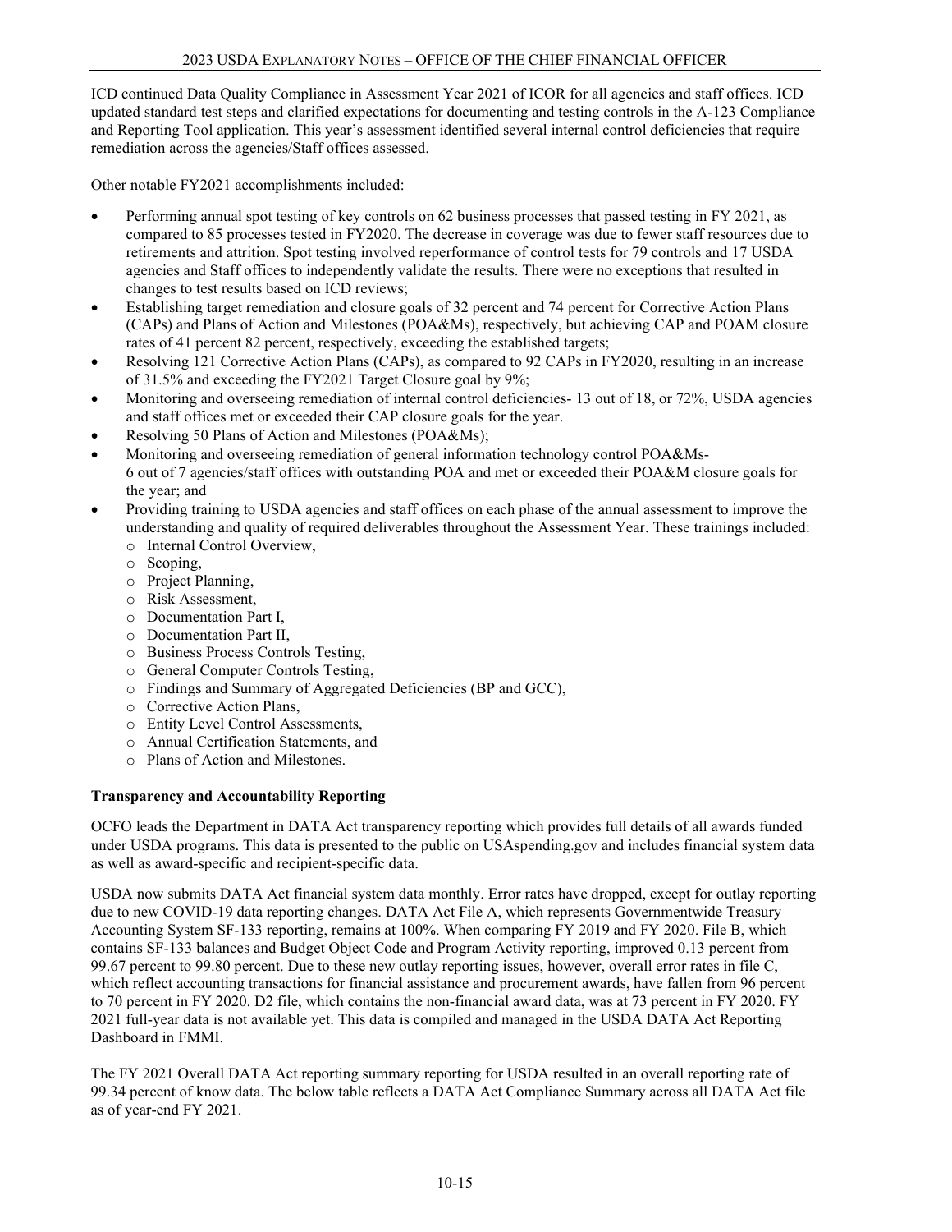ICD continued Data Quality Compliance in Assessment Year 2021 of ICOR for all agencies and staff offices. ICD updated standard test steps and clarified expectations for documenting and testing controls in the A-123 Compliance and Reporting Tool application. This year's assessment identified several internal control deficiencies that require remediation across the agencies/Staff offices assessed.

Other notable FY2021 accomplishments included:

- Performing annual spot testing of key controls on 62 business processes that passed testing in FY 2021, as compared to 85 processes tested in FY2020. The decrease in coverage was due to fewer staff resources due to retirements and attrition. Spot testing involved reperformance of control tests for 79 controls and 17 USDA agencies and Staff offices to independently validate the results. There were no exceptions that resulted in changes to test results based on ICD reviews;
- Establishing target remediation and closure goals of 32 percent and 74 percent for Corrective Action Plans (CAPs) and Plans of Action and Milestones (POA&Ms), respectively, but achieving CAP and POAM closure rates of 41 percent 82 percent, respectively, exceeding the established targets;
- Resolving 121 Corrective Action Plans (CAPs), as compared to 92 CAPs in FY2020, resulting in an increase of 31.5% and exceeding the FY2021 Target Closure goal by 9%;
- Monitoring and overseeing remediation of internal control deficiencies- 13 out of 18, or 72%, USDA agencies and staff offices met or exceeded their CAP closure goals for the year.
- Resolving 50 Plans of Action and Milestones (POA&Ms);
- Monitoring and overseeing remediation of general information technology control POA&Ms- 6 out of 7 agencies/staff offices with outstanding POA and met or exceeded their POA&M closure goals for the year; and
- Providing training to USDA agencies and staff offices on each phase of the annual assessment to improve the understanding and quality of required deliverables throughout the Assessment Year. These trainings included:
  - Internal Control Overview,
  - Scoping,
  - Project Planning,
  - Risk Assessment,
  - Documentation Part I,
  - Documentation Part II,
  - Business Process Controls Testing,
  - General Computer Controls Testing,
  - Findings and Summary of Aggregated Deficiencies (BP and GCC),
  - Corrective Action Plans,
  - Entity Level Control Assessments,
  - Annual Certification Statements, and
  - Plans of Action and Milestones.

**Transparency and Accountability Reporting**

OCFO leads the Department in DATA Act transparency reporting which provides full details of all awards funded under USDA programs. This data is presented to the public on USAspending.gov and includes financial system data as well as award-specific and recipient-specific data.

USDA now submits DATA Act financial system data monthly. Error rates have dropped, except for outlay reporting due to new COVID-19 data reporting changes. DATA Act File A, which represents Governmentwide Treasury Accounting System SF-133 reporting, remains at 100%. When comparing FY 2019 and FY 2020. File B, which contains SF-133 balances and Budget Object Code and Program Activity reporting, improved 0.13 percent from 99.67 percent to 99.80 percent. Due to these new outlay reporting issues, however, overall error rates in file C, which reflect accounting transactions for financial assistance and procurement awards, have fallen from 96 percent to 70 percent in FY 2020. D2 file, which contains the non-financial award data, was at 73 percent in FY 2020. FY 2021 full-year data is not available yet. This data is compiled and managed in the USDA DATA Act Reporting Dashboard in FMMI.

The FY 2021 Overall DATA Act reporting summary reporting for USDA resulted in an overall reporting rate of 99.34 percent of know data. The below table reflects a DATA Act Compliance Summary across all DATA Act file as of year-end FY 2021.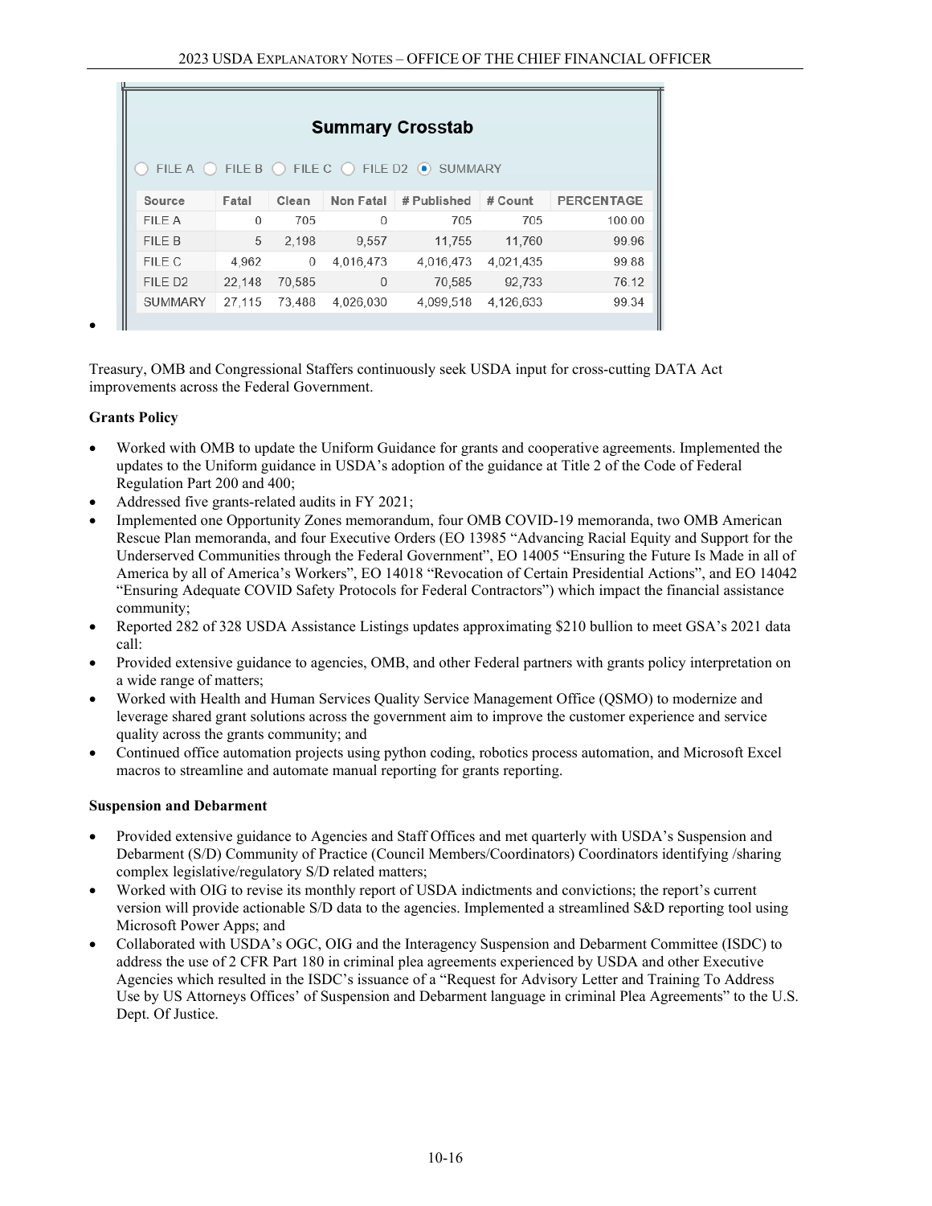**Summary Crosstab**

○ FILE A ○ FILE B ○ FILE C ○ FILE D2 ◉ SUMMARY

| Source | Fatal | Clean | Non Fatal | # Published | # Count | PERCENTAGE |
|---|---|---|---|---|---|---|
| FILE A | 0 | 705 | 0 | 705 | 705 | 100.00 |
| FILE B | 5 | 2,198 | 9,557 | 11,755 | 11,760 | 99.96 |
| FILE C | 4,962 | 0 | 4,016,473 | 4,016,473 | 4,021,435 | 99.88 |
| FILE D2 | 22,148 | 70,585 | 0 | 70,585 | 92,733 | 76.12 |
| SUMMARY | 27,115 | 73,488 | 4,026,030 | 4,099,518 | 4,126,633 | 99.34 |

Treasury, OMB and Congressional Staffers continuously seek USDA input for cross-cutting DATA Act improvements across the Federal Government.

**Grants Policy**

- Worked with OMB to update the Uniform Guidance for grants and cooperative agreements. Implemented the updates to the Uniform guidance in USDA's adoption of the guidance at Title 2 of the Code of Federal Regulation Part 200 and 400;
- Addressed five grants-related audits in FY 2021;
- Implemented one Opportunity Zones memorandum, four OMB COVID-19 memoranda, two OMB American Rescue Plan memoranda, and four Executive Orders (EO 13985 "Advancing Racial Equity and Support for the Underserved Communities through the Federal Government", EO 14005 "Ensuring the Future Is Made in all of America by all of America's Workers", EO 14018 "Revocation of Certain Presidential Actions", and EO 14042 "Ensuring Adequate COVID Safety Protocols for Federal Contractors") which impact the financial assistance community;
- Reported 282 of 328 USDA Assistance Listings updates approximating $210 bullion to meet GSA's 2021 data call:
- Provided extensive guidance to agencies, OMB, and other Federal partners with grants policy interpretation on a wide range of matters;
- Worked with Health and Human Services Quality Service Management Office (QSMO) to modernize and leverage shared grant solutions across the government aim to improve the customer experience and service quality across the grants community; and
- Continued office automation projects using python coding, robotics process automation, and Microsoft Excel macros to streamline and automate manual reporting for grants reporting.

**Suspension and Debarment**

- Provided extensive guidance to Agencies and Staff Offices and met quarterly with USDA's Suspension and Debarment (S/D) Community of Practice (Council Members/Coordinators) Coordinators identifying /sharing complex legislative/regulatory S/D related matters;
- Worked with OIG to revise its monthly report of USDA indictments and convictions; the report's current version will provide actionable S/D data to the agencies. Implemented a streamlined S&D reporting tool using Microsoft Power Apps; and
- Collaborated with USDA's OGC, OIG and the Interagency Suspension and Debarment Committee (ISDC) to address the use of 2 CFR Part 180 in criminal plea agreements experienced by USDA and other Executive Agencies which resulted in the ISDC's issuance of a "Request for Advisory Letter and Training To Address Use by US Attorneys Offices' of Suspension and Debarment language in criminal Plea Agreements" to the U.S. Dept. Of Justice.